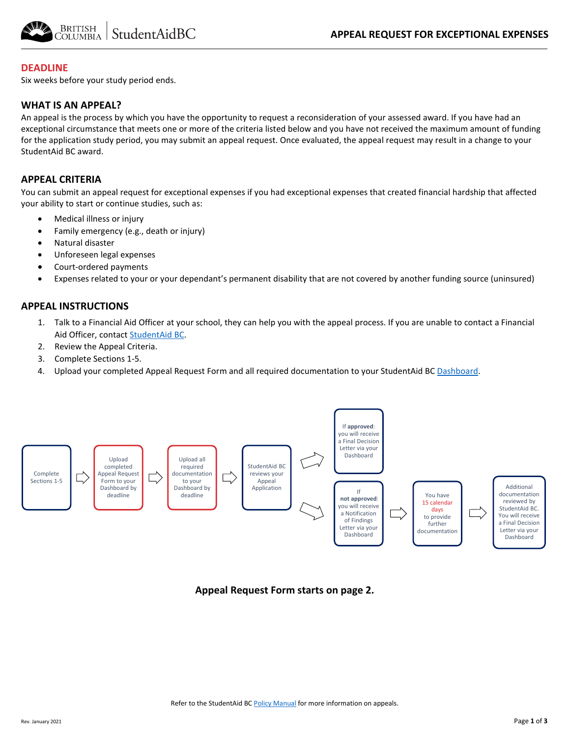# APPEAL REQUEST FOR EXCEPTIONAL EXPENSES

## DEADLINE

Six weeks before your study period ends.

## WHAT IS AN APPEAL?

An appeal is the process by which you have the opportunity to request a reconsideration of your assessed award. If you have had an exceptional circumstance that meets one or more of the criteria listed below and you have not received the maximum amount of funding for the application study period, you may submit an appeal request. Once evaluated, the appeal request may result in a change to your StudentAid BC award.

## APPEAL CRITERIA

You can submit an appeal request for exceptional expenses if you had exceptional expenses that created financial hardship that affected your ability to start or continue studies, such as:

- Medical illness or injury
- Family emergency (e.g., death or injury)
- Natural disaster
- Unforeseen legal expenses
- Court-ordered payments
- Expenses related to your or your dependant's permanent disability that are not covered by another funding source (uninsured)

## APPEAL INSTRUCTIONS

1. Talk to a Financial Aid Officer at your school, they can help you with the appeal process. If you are unable to contact a Financial Aid Officer, contact StudentAid BC.
2. Review the Appeal Criteria.
3. Complete Sections 1-5.
4. Upload your completed Appeal Request Form and all required documentation to your StudentAid BC Dashboard.

Complete Sections 1-5

Upload completed Appeal Request Form to your Dashboard by deadline

Upload all required documentation to your Dashboard by deadline

StudentAid BC reviews your Appeal Application

If **approved**: you will receive a Final Decision Letter via your Dashboard

If **not approved**: you will receive a Notification of Findings Letter via your Dashboard

You have 15 calendar days to provide further documentation

Additional documentation reviewed by StudentAid BC. You will receive a Final Decision Letter via your Dashboard

**Appeal Request Form starts on page 2.**

Refer to the StudentAid BC Policy Manual for more information on appeals.

Rev. January 2021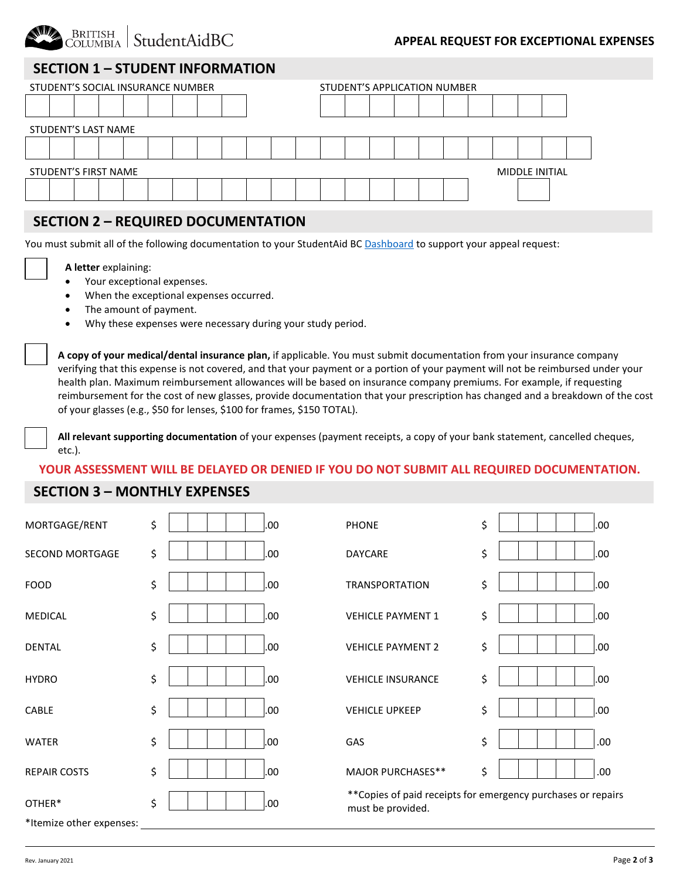BRITISH COLUMBIA | StudentAidBC

**APPEAL REQUEST FOR EXCEPTIONAL EXPENSES**

## SECTION 1 – STUDENT INFORMATION

STUDENT'S SOCIAL INSURANCE NUMBER

STUDENT'S APPLICATION NUMBER

STUDENT'S LAST NAME

STUDENT'S FIRST NAME

MIDDLE INITIAL

## SECTION 2 – REQUIRED DOCUMENTATION

You must submit all of the following documentation to your StudentAid BC Dashboard to support your appeal request:

☐ **A letter** explaining:

- Your exceptional expenses.
- When the exceptional expenses occurred.
- The amount of payment.
- Why these expenses were necessary during your study period.

☐ **A copy of your medical/dental insurance plan,** if applicable. You must submit documentation from your insurance company verifying that this expense is not covered, and that your payment or a portion of your payment will not be reimbursed under your health plan. Maximum reimbursement allowances will be based on insurance company premiums. For example, if requesting reimbursement for the cost of new glasses, provide documentation that your prescription has changed and a breakdown of the cost of your glasses (e.g., $50 for lenses, $100 for frames, $150 TOTAL).

☐ **All relevant supporting documentation** of your expenses (payment receipts, a copy of your bank statement, cancelled cheques, etc.).

**YOUR ASSESSMENT WILL BE DELAYED OR DENIED IF YOU DO NOT SUBMIT ALL REQUIRED DOCUMENTATION.**

## SECTION 3 – MONTHLY EXPENSES

| | | | |
|---|---|---|---|
| MORTGAGE/RENT | $ .00 | PHONE | $ .00 |
| SECOND MORTGAGE | $ .00 | DAYCARE | $ .00 |
| FOOD | $ .00 | TRANSPORTATION | $ .00 |
| MEDICAL | $ .00 | VEHICLE PAYMENT 1 | $ .00 |
| DENTAL | $ .00 | VEHICLE PAYMENT 2 | $ .00 |
| HYDRO | $ .00 | VEHICLE INSURANCE | $ .00 |
| CABLE | $ .00 | VEHICLE UPKEEP | $ .00 |
| WATER | $ .00 | GAS | $ .00 |
| REPAIR COSTS | $ .00 | MAJOR PURCHASES** | $ .00 |
| OTHER* | $ .00 | | |

**Copies of paid receipts for emergency purchases or repairs must be provided.

*Itemize other expenses: ____________________

Rev. January 2021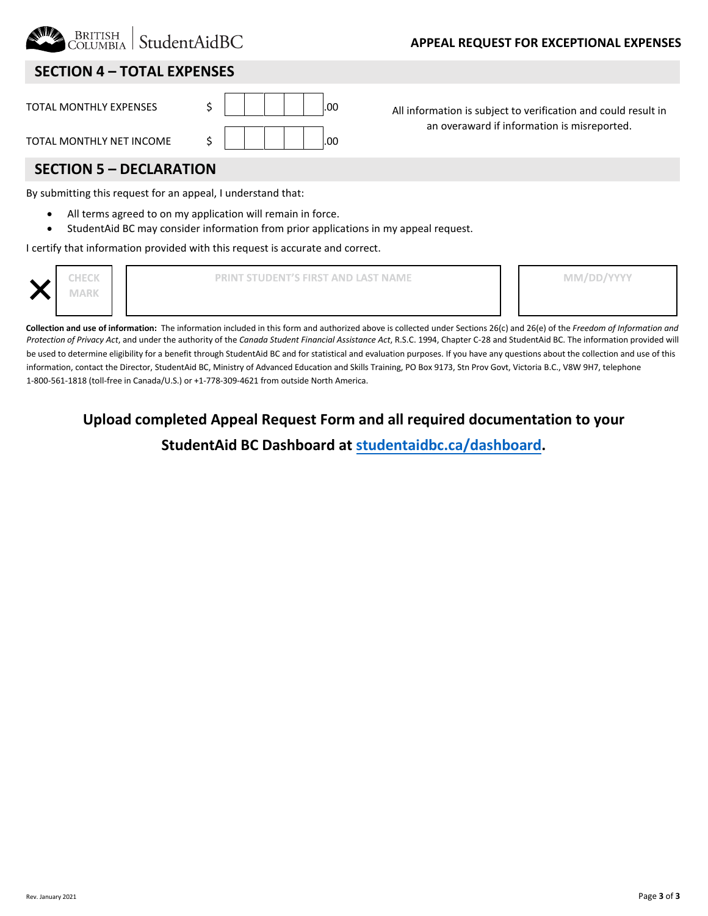# APPEAL REQUEST FOR EXCEPTIONAL EXPENSES

## SECTION 4 – TOTAL EXPENSES

TOTAL MONTHLY EXPENSES $ ____________.00

TOTAL MONTHLY NET INCOME $ ____________.00

All information is subject to verification and could result in an overaward if information is misreported.

## SECTION 5 – DECLARATION

By submitting this request for an appeal, I understand that:

- All terms agreed to on my application will remain in force.
- StudentAid BC may consider information from prior applications in my appeal request.

I certify that information provided with this request is accurate and correct.

| | | |
|---|---|---|
| ✕ CHECK MARK | PRINT STUDENT'S FIRST AND LAST NAME | MM/DD/YYYY |

**Collection and use of information:** The information included in this form and authorized above is collected under Sections 26(c) and 26(e) of the *Freedom of Information and Protection of Privacy Act*, and under the authority of the *Canada Student Financial Assistance Act*, R.S.C. 1994, Chapter C-28 and StudentAid BC. The information provided will be used to determine eligibility for a benefit through StudentAid BC and for statistical and evaluation purposes. If you have any questions about the collection and use of this information, contact the Director, StudentAid BC, Ministry of Advanced Education and Skills Training, PO Box 9173, Stn Prov Govt, Victoria B.C., V8W 9H7, telephone 1-800-561-1818 (toll-free in Canada/U.S.) or +1-778-309-4621 from outside North America.

**Upload completed Appeal Request Form and all required documentation to your StudentAid BC Dashboard at studentaidbc.ca/dashboard.**

Rev. January 2021